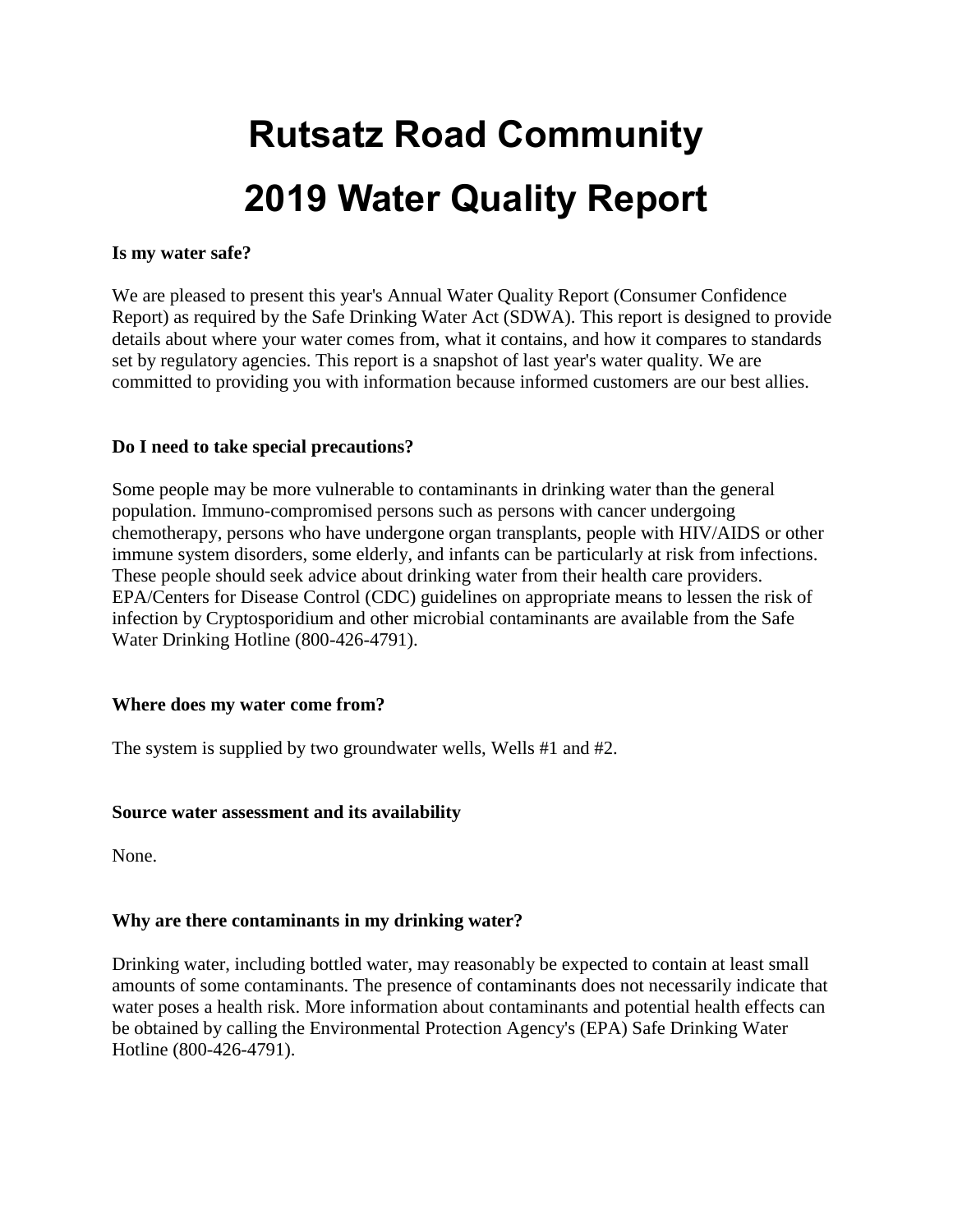# Rutsatz Road Community

# 2019 Water Quality Report

**Is my water safe?**

We are pleased to present this year's Annual Water Quality Report (Consumer Confidence Report) as required by the Safe Drinking Water Act (SDWA). This report is designed to provide details about where your water comes from, what it contains, and how it compares to standards set by regulatory agencies. This report is a snapshot of last year's water quality. We are committed to providing you with information because informed customers are our best allies.

**Do I need to take special precautions?**

Some people may be more vulnerable to contaminants in drinking water than the general population. Immuno-compromised persons such as persons with cancer undergoing chemotherapy, persons who have undergone organ transplants, people with HIV/AIDS or other immune system disorders, some elderly, and infants can be particularly at risk from infections. These people should seek advice about drinking water from their health care providers. EPA/Centers for Disease Control (CDC) guidelines on appropriate means to lessen the risk of infection by Cryptosporidium and other microbial contaminants are available from the Safe Water Drinking Hotline (800-426-4791).

**Where does my water come from?**

The system is supplied by two groundwater wells, Wells #1 and #2.

**Source water assessment and its availability**

None.

**Why are there contaminants in my drinking water?**

Drinking water, including bottled water, may reasonably be expected to contain at least small amounts of some contaminants. The presence of contaminants does not necessarily indicate that water poses a health risk. More information about contaminants and potential health effects can be obtained by calling the Environmental Protection Agency's (EPA) Safe Drinking Water Hotline (800-426-4791).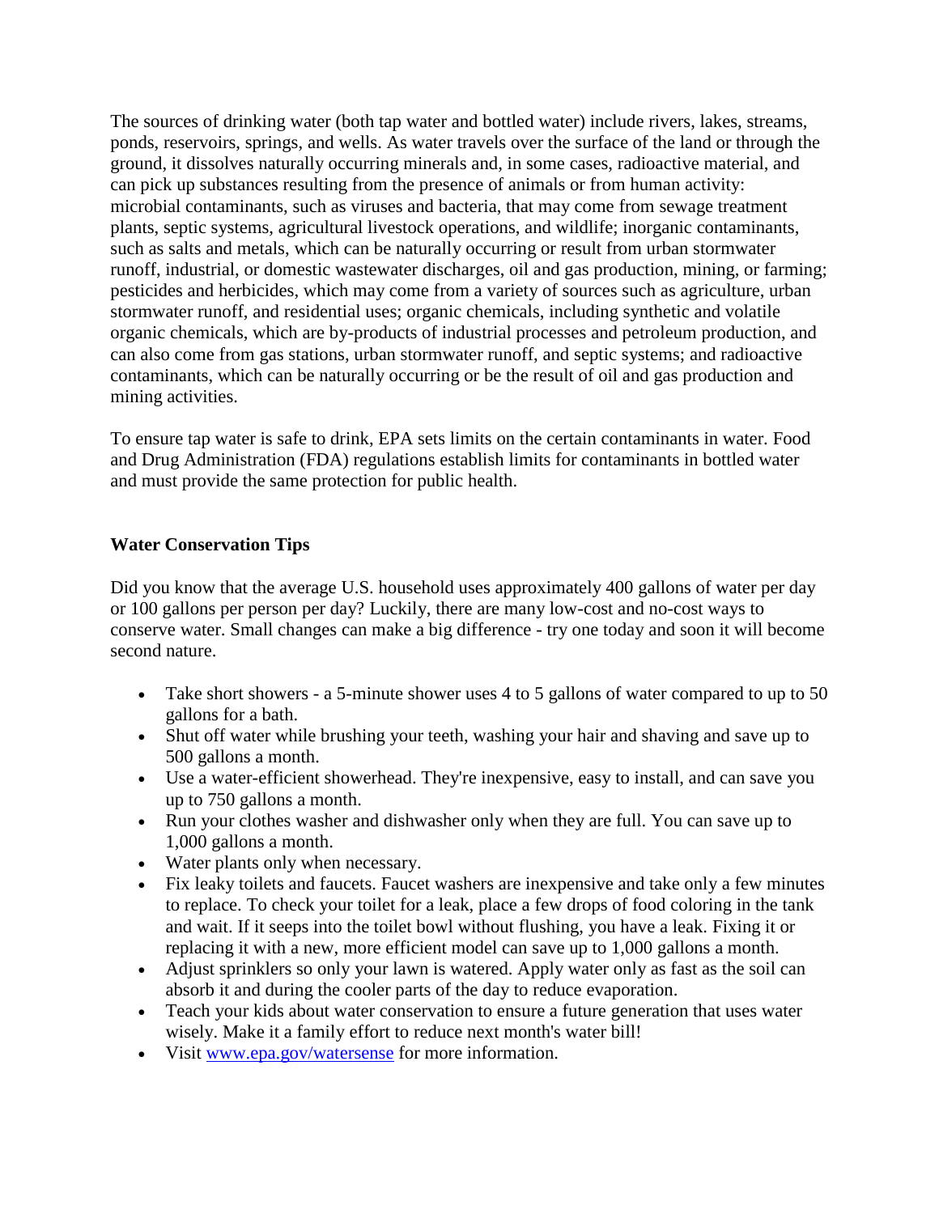The sources of drinking water (both tap water and bottled water) include rivers, lakes, streams, ponds, reservoirs, springs, and wells. As water travels over the surface of the land or through the ground, it dissolves naturally occurring minerals and, in some cases, radioactive material, and can pick up substances resulting from the presence of animals or from human activity: microbial contaminants, such as viruses and bacteria, that may come from sewage treatment plants, septic systems, agricultural livestock operations, and wildlife; inorganic contaminants, such as salts and metals, which can be naturally occurring or result from urban stormwater runoff, industrial, or domestic wastewater discharges, oil and gas production, mining, or farming; pesticides and herbicides, which may come from a variety of sources such as agriculture, urban stormwater runoff, and residential uses; organic chemicals, including synthetic and volatile organic chemicals, which are by-products of industrial processes and petroleum production, and can also come from gas stations, urban stormwater runoff, and septic systems; and radioactive contaminants, which can be naturally occurring or be the result of oil and gas production and mining activities.

To ensure tap water is safe to drink, EPA sets limits on the certain contaminants in water. Food and Drug Administration (FDA) regulations establish limits for contaminants in bottled water and must provide the same protection for public health.

**Water Conservation Tips**

Did you know that the average U.S. household uses approximately 400 gallons of water per day or 100 gallons per person per day? Luckily, there are many low-cost and no-cost ways to conserve water. Small changes can make a big difference - try one today and soon it will become second nature.

- Take short showers - a 5-minute shower uses 4 to 5 gallons of water compared to up to 50 gallons for a bath.
- Shut off water while brushing your teeth, washing your hair and shaving and save up to 500 gallons a month.
- Use a water-efficient showerhead. They're inexpensive, easy to install, and can save you up to 750 gallons a month.
- Run your clothes washer and dishwasher only when they are full. You can save up to 1,000 gallons a month.
- Water plants only when necessary.
- Fix leaky toilets and faucets. Faucet washers are inexpensive and take only a few minutes to replace. To check your toilet for a leak, place a few drops of food coloring in the tank and wait. If it seeps into the toilet bowl without flushing, you have a leak. Fixing it or replacing it with a new, more efficient model can save up to 1,000 gallons a month.
- Adjust sprinklers so only your lawn is watered. Apply water only as fast as the soil can absorb it and during the cooler parts of the day to reduce evaporation.
- Teach your kids about water conservation to ensure a future generation that uses water wisely. Make it a family effort to reduce next month's water bill!
- Visit [www.epa.gov/watersense](http://www.epa.gov/watersense) for more information.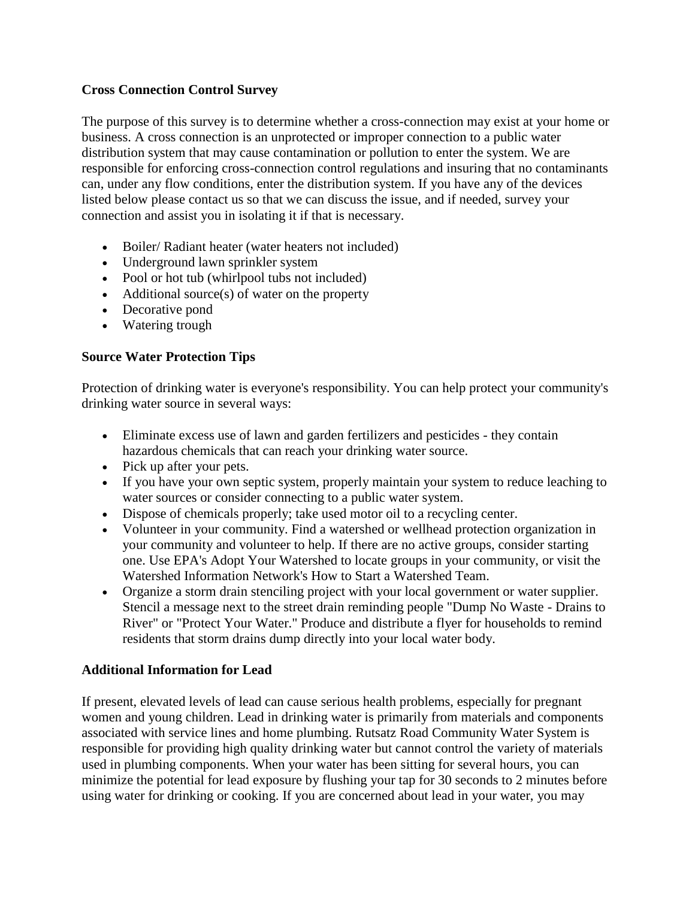**Cross Connection Control Survey**

The purpose of this survey is to determine whether a cross-connection may exist at your home or business. A cross connection is an unprotected or improper connection to a public water distribution system that may cause contamination or pollution to enter the system. We are responsible for enforcing cross-connection control regulations and insuring that no contaminants can, under any flow conditions, enter the distribution system. If you have any of the devices listed below please contact us so that we can discuss the issue, and if needed, survey your connection and assist you in isolating it if that is necessary.

- Boiler/ Radiant heater (water heaters not included)
- Underground lawn sprinkler system
- Pool or hot tub (whirlpool tubs not included)
- Additional source(s) of water on the property
- Decorative pond
- Watering trough

**Source Water Protection Tips**

Protection of drinking water is everyone's responsibility. You can help protect your community's drinking water source in several ways:

- Eliminate excess use of lawn and garden fertilizers and pesticides - they contain hazardous chemicals that can reach your drinking water source.
- Pick up after your pets.
- If you have your own septic system, properly maintain your system to reduce leaching to water sources or consider connecting to a public water system.
- Dispose of chemicals properly; take used motor oil to a recycling center.
- Volunteer in your community. Find a watershed or wellhead protection organization in your community and volunteer to help. If there are no active groups, consider starting one. Use EPA's Adopt Your Watershed to locate groups in your community, or visit the Watershed Information Network's How to Start a Watershed Team.
- Organize a storm drain stenciling project with your local government or water supplier. Stencil a message next to the street drain reminding people "Dump No Waste - Drains to River" or "Protect Your Water." Produce and distribute a flyer for households to remind residents that storm drains dump directly into your local water body.

**Additional Information for Lead**

If present, elevated levels of lead can cause serious health problems, especially for pregnant women and young children. Lead in drinking water is primarily from materials and components associated with service lines and home plumbing. Rutsatz Road Community Water System is responsible for providing high quality drinking water but cannot control the variety of materials used in plumbing components. When your water has been sitting for several hours, you can minimize the potential for lead exposure by flushing your tap for 30 seconds to 2 minutes before using water for drinking or cooking. If you are concerned about lead in your water, you may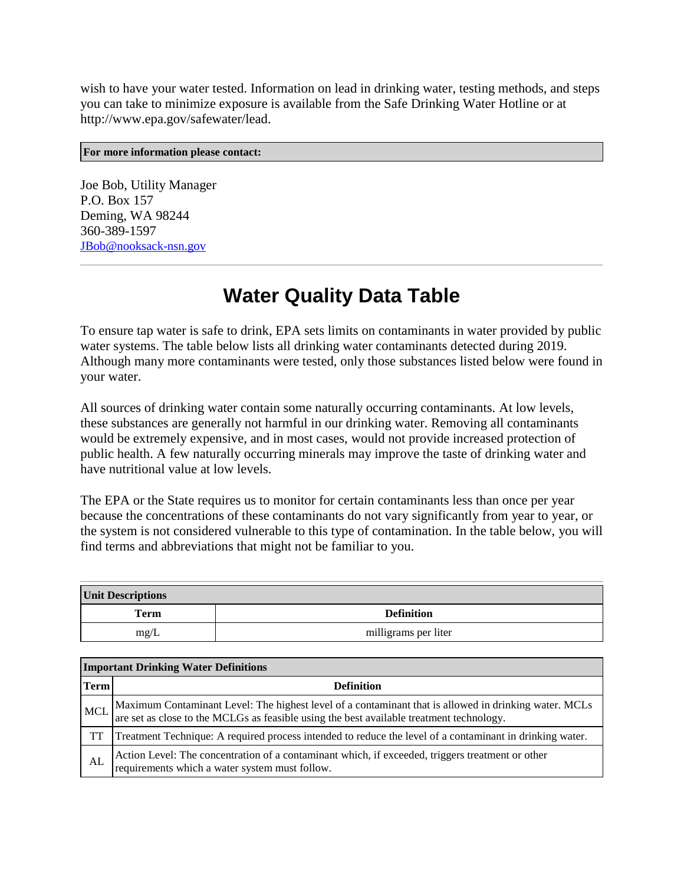wish to have your water tested. Information on lead in drinking water, testing methods, and steps you can take to minimize exposure is available from the Safe Drinking Water Hotline or at http://www.epa.gov/safewater/lead.

**For more information please contact:**

Joe Bob, Utility Manager
P.O. Box 157
Deming, WA 98244
360-389-1597
JBob@nooksack-nsn.gov

---

# Water Quality Data Table

To ensure tap water is safe to drink, EPA sets limits on contaminants in water provided by public water systems. The table below lists all drinking water contaminants detected during 2019. Although many more contaminants were tested, only those substances listed below were found in your water.

All sources of drinking water contain some naturally occurring contaminants. At low levels, these substances are generally not harmful in our drinking water. Removing all contaminants would be extremely expensive, and in most cases, would not provide increased protection of public health. A few naturally occurring minerals may improve the taste of drinking water and have nutritional value at low levels.

The EPA or the State requires us to monitor for certain contaminants less than once per year because the concentrations of these contaminants do not vary significantly from year to year, or the system is not considered vulnerable to this type of contamination. In the table below, you will find terms and abbreviations that might not be familiar to you.

**Unit Descriptions**

| Term | Definition |
|---|---|
| mg/L | milligrams per liter |

**Important Drinking Water Definitions**

| Term | Definition |
|---|---|
| MCL | Maximum Contaminant Level: The highest level of a contaminant that is allowed in drinking water. MCLs are set as close to the MCLGs as feasible using the best available treatment technology. |
| TT | Treatment Technique: A required process intended to reduce the level of a contaminant in drinking water. |
| AL | Action Level: The concentration of a contaminant which, if exceeded, triggers treatment or other requirements which a water system must follow. |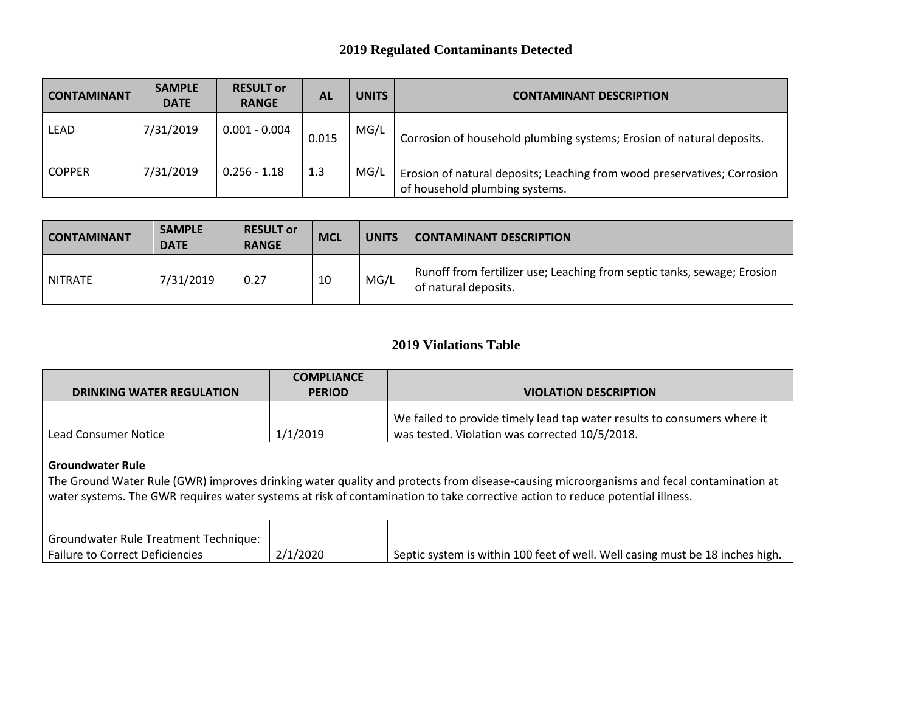## 2019 Regulated Contaminants Detected

| CONTAMINANT | SAMPLE DATE | RESULT or RANGE | AL | UNITS | CONTAMINANT DESCRIPTION |
|---|---|---|---|---|---|
| LEAD | 7/31/2019 | 0.001 - 0.004 | 0.015 | MG/L | Corrosion of household plumbing systems; Erosion of natural deposits. |
| COPPER | 7/31/2019 | 0.256 - 1.18 | 1.3 | MG/L | Erosion of natural deposits; Leaching from wood preservatives; Corrosion of household plumbing systems. |

| CONTAMINANT | SAMPLE DATE | RESULT or RANGE | MCL | UNITS | CONTAMINANT DESCRIPTION |
|---|---|---|---|---|---|
| NITRATE | 7/31/2019 | 0.27 | 10 | MG/L | Runoff from fertilizer use; Leaching from septic tanks, sewage; Erosion of natural deposits. |

## 2019 Violations Table

| DRINKING WATER REGULATION | COMPLIANCE PERIOD | VIOLATION DESCRIPTION |
|---|---|---|
| Lead Consumer Notice | 1/1/2019 | We failed to provide timely lead tap water results to consumers where it was tested. Violation was corrected 10/5/2018. |
| **Groundwater Rule** The Ground Water Rule (GWR) improves drinking water quality and protects from disease-causing microorganisms and fecal contamination at water systems. The GWR requires water systems at risk of contamination to take corrective action to reduce potential illness. | | |
| Groundwater Rule Treatment Technique: Failure to Correct Deficiencies | 2/1/2020 | Septic system is within 100 feet of well. Well casing must be 18 inches high. |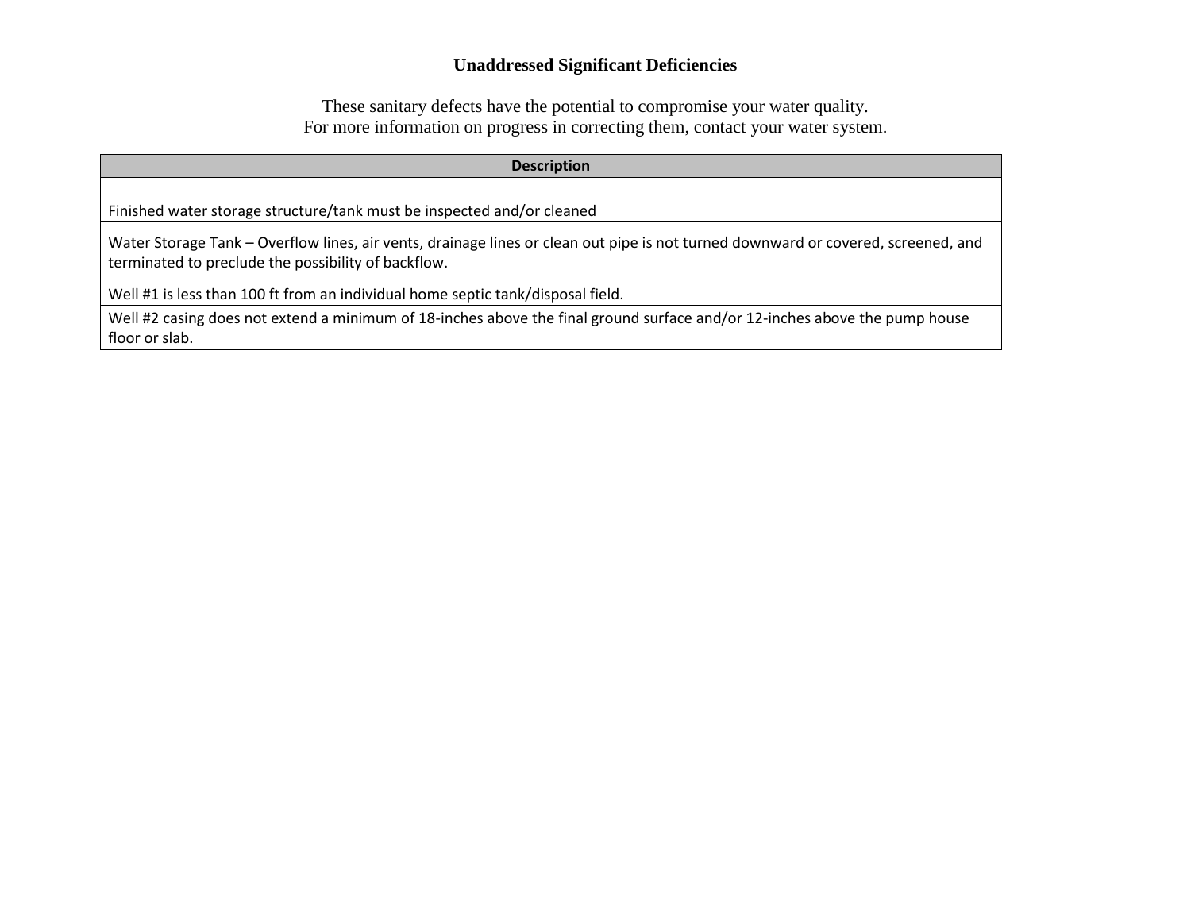## Unaddressed Significant Deficiencies

These sanitary defects have the potential to compromise your water quality.
For more information on progress in correcting them, contact your water system.

| Description |
| --- |
| Finished water storage structure/tank must be inspected and/or cleaned |
| Water Storage Tank – Overflow lines, air vents, drainage lines or clean out pipe is not turned downward or covered, screened, and terminated to preclude the possibility of backflow. |
| Well #1 is less than 100 ft from an individual home septic tank/disposal field. |
| Well #2 casing does not extend a minimum of 18-inches above the final ground surface and/or 12-inches above the pump house floor or slab. |